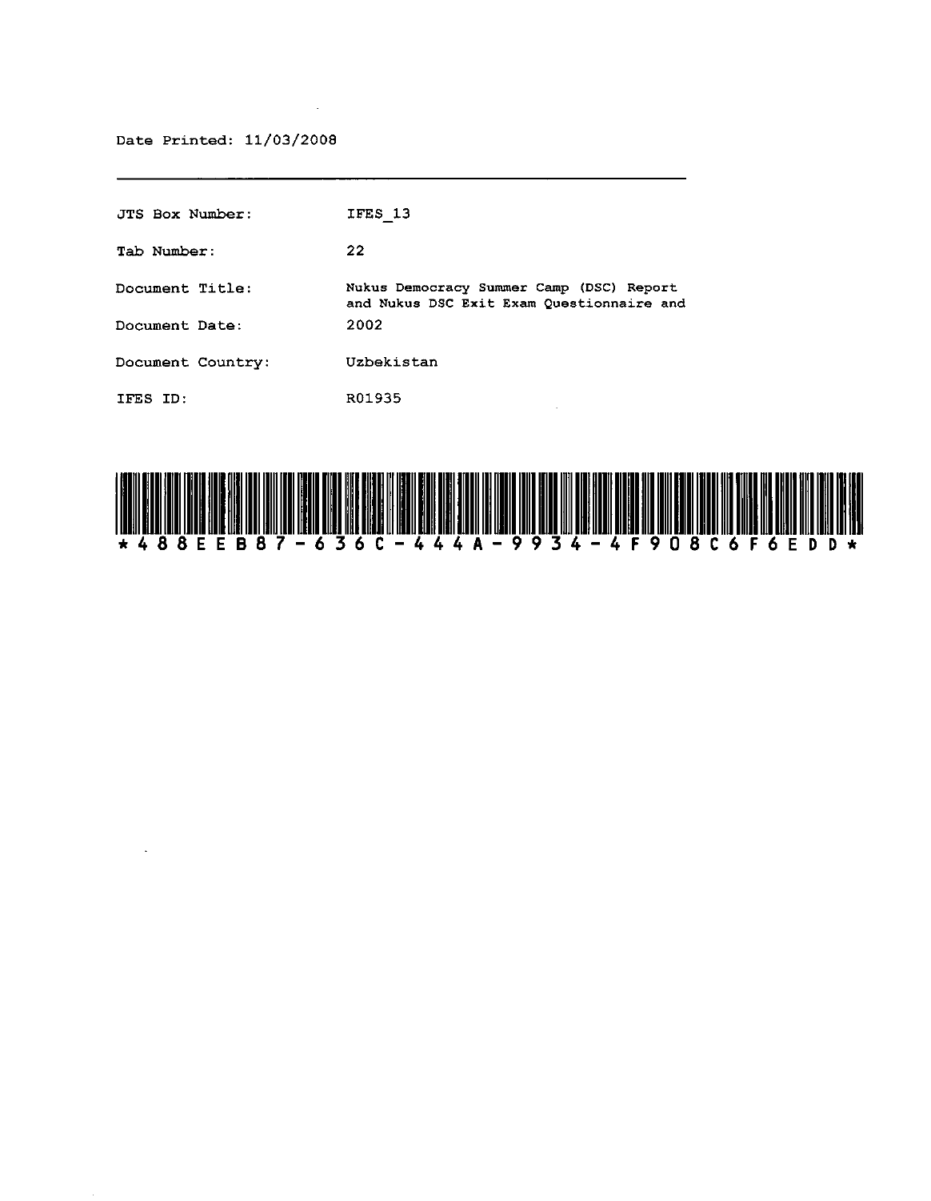Date Printed: 11/03/2008

---

JTS Box Number: IFES_13

Tab Number: 22

Document Title: Nukus Democracy Summer Camp (DSC) Report and Nukus DSC Exit Exam Questionnaire and

Document Date: 2002

Document Country: Uzbekistan

IFES ID: R01935

*488EEB87-636C-444A-9934-4F908C6F6EDD*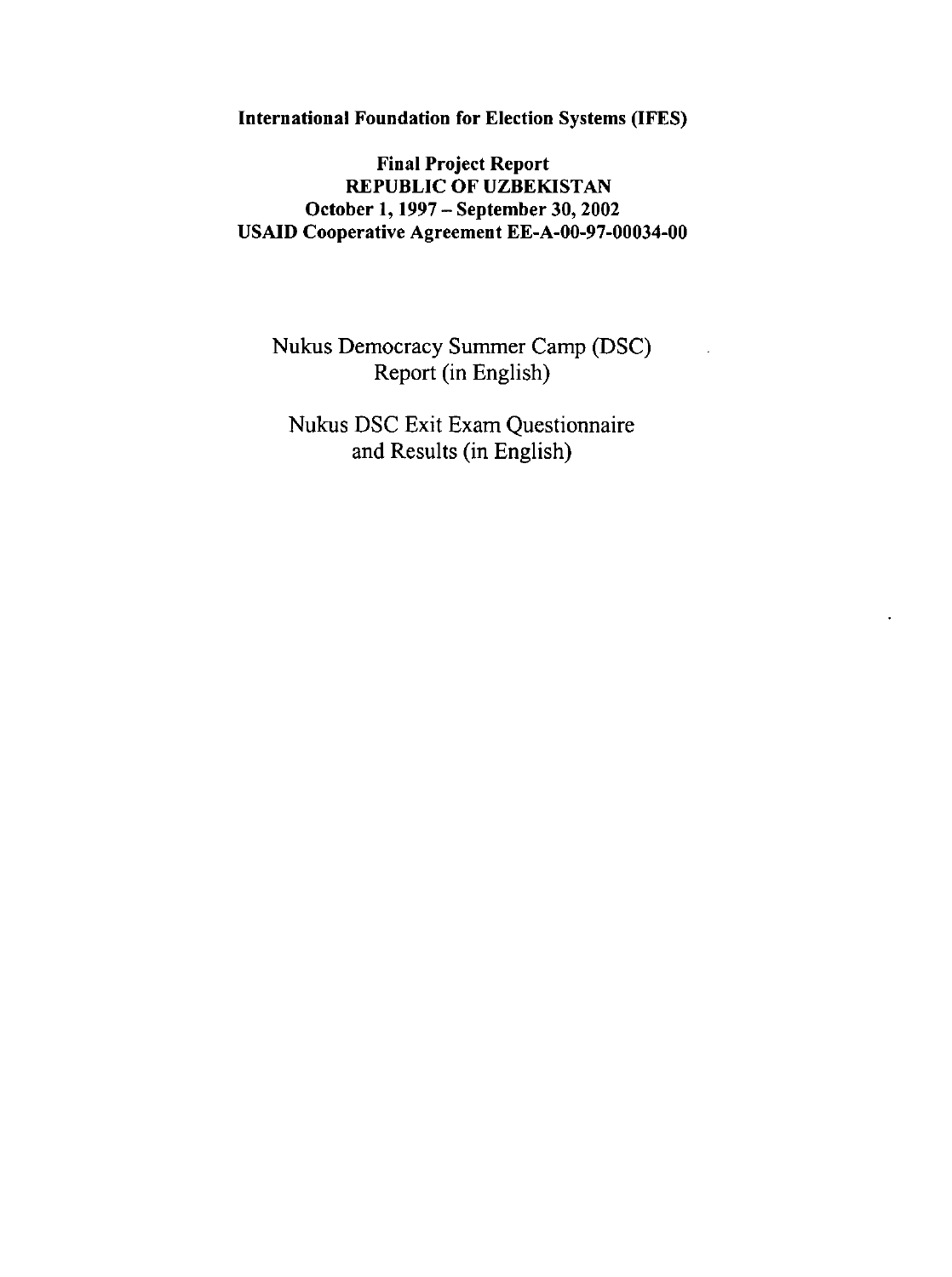**International Foundation for Election Systems (IFES)**

**Final Project Report**
**REPUBLIC OF UZBEKISTAN**
**October 1, 1997 – September 30, 2002**
**USAID Cooperative Agreement EE-A-00-97-00034-00**

Nukus Democracy Summer Camp (DSC) Report (in English)

Nukus DSC Exit Exam Questionnaire and Results (in English)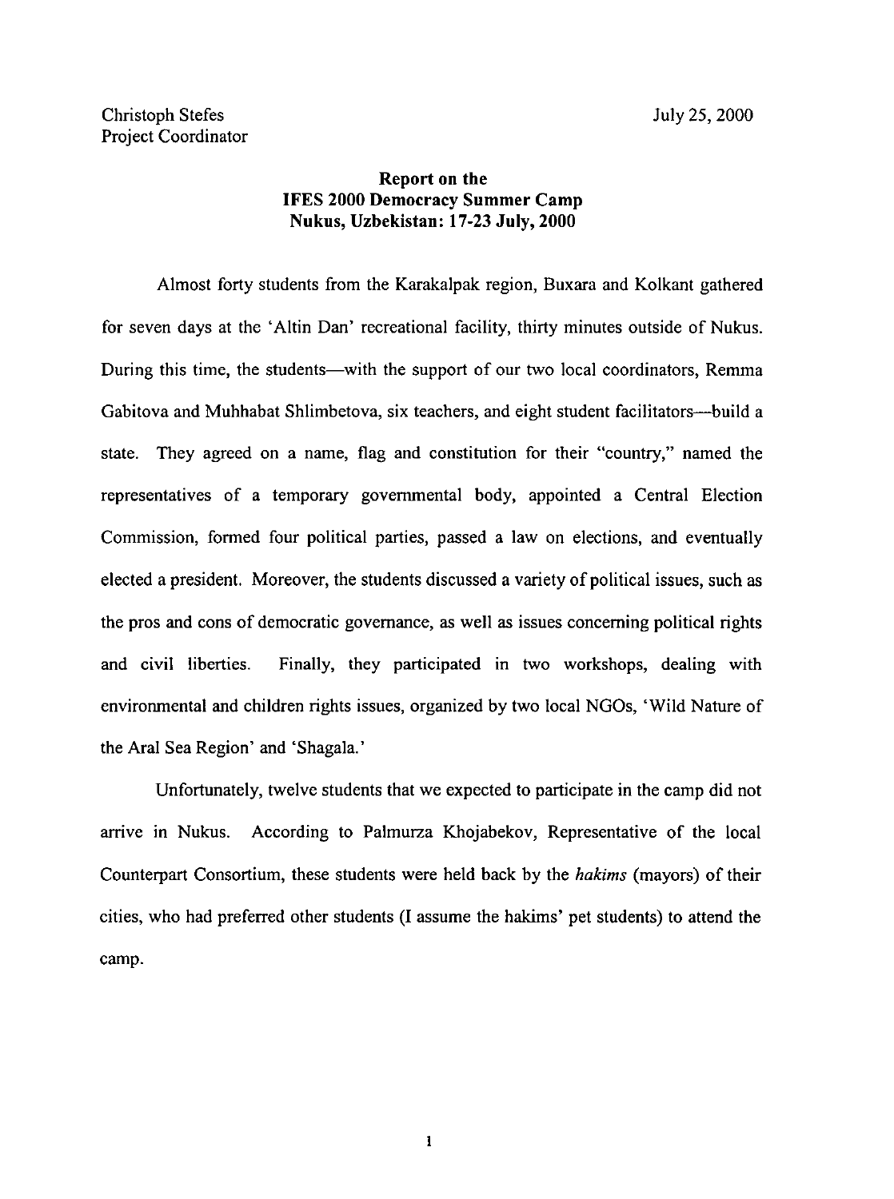Christoph Stefes
Project Coordinator

July 25, 2000

**Report on the**
**IFES 2000 Democracy Summer Camp**
**Nukus, Uzbekistan: 17-23 July, 2000**

Almost forty students from the Karakalpak region, Buxara and Kolkant gathered for seven days at the 'Altin Dan' recreational facility, thirty minutes outside of Nukus. During this time, the students—with the support of our two local coordinators, Remma Gabitova and Muhhabat Shlimbetova, six teachers, and eight student facilitators—build a state. They agreed on a name, flag and constitution for their "country," named the representatives of a temporary governmental body, appointed a Central Election Commission, formed four political parties, passed a law on elections, and eventually elected a president. Moreover, the students discussed a variety of political issues, such as the pros and cons of democratic governance, as well as issues concerning political rights and civil liberties. Finally, they participated in two workshops, dealing with environmental and children rights issues, organized by two local NGOs, 'Wild Nature of the Aral Sea Region' and 'Shagala.'

Unfortunately, twelve students that we expected to participate in the camp did not arrive in Nukus. According to Palmurza Khojabekov, Representative of the local Counterpart Consortium, these students were held back by the *hakims* (mayors) of their cities, who had preferred other students (I assume the hakims' pet students) to attend the camp.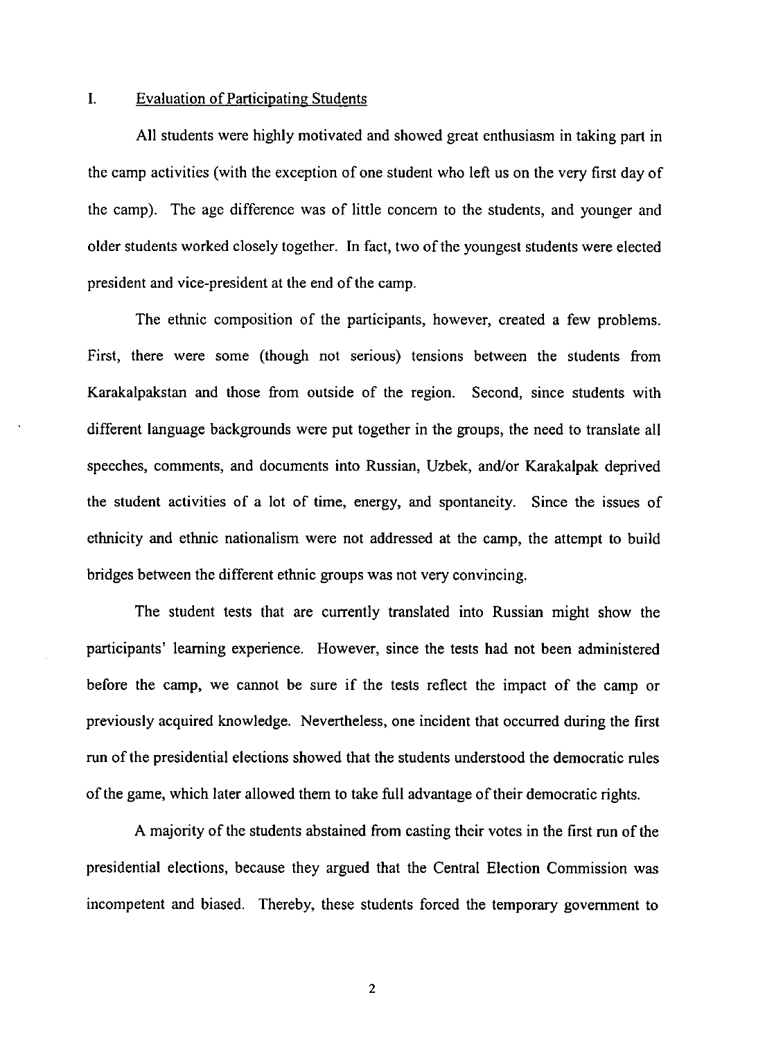## I. Evaluation of Participating Students

All students were highly motivated and showed great enthusiasm in taking part in the camp activities (with the exception of one student who left us on the very first day of the camp). The age difference was of little concern to the students, and younger and older students worked closely together. In fact, two of the youngest students were elected president and vice-president at the end of the camp.

The ethnic composition of the participants, however, created a few problems. First, there were some (though not serious) tensions between the students from Karakalpakstan and those from outside of the region. Second, since students with different language backgrounds were put together in the groups, the need to translate all speeches, comments, and documents into Russian, Uzbek, and/or Karakalpak deprived the student activities of a lot of time, energy, and spontaneity. Since the issues of ethnicity and ethnic nationalism were not addressed at the camp, the attempt to build bridges between the different ethnic groups was not very convincing.

The student tests that are currently translated into Russian might show the participants' learning experience. However, since the tests had not been administered before the camp, we cannot be sure if the tests reflect the impact of the camp or previously acquired knowledge. Nevertheless, one incident that occurred during the first run of the presidential elections showed that the students understood the democratic rules of the game, which later allowed them to take full advantage of their democratic rights.

A majority of the students abstained from casting their votes in the first run of the presidential elections, because they argued that the Central Election Commission was incompetent and biased. Thereby, these students forced the temporary government to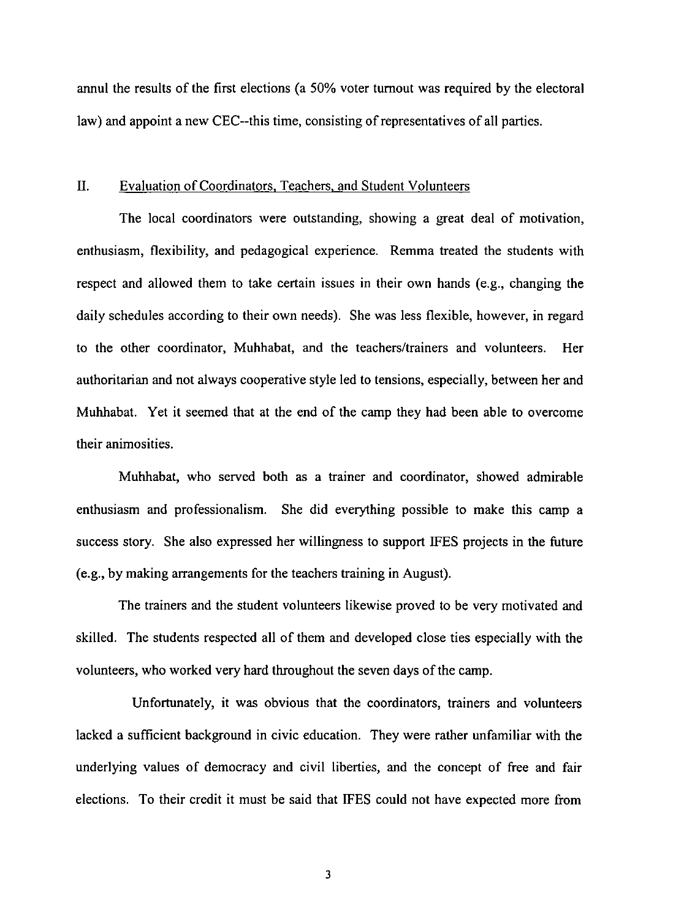annul the results of the first elections (a 50% voter turnout was required by the electoral law) and appoint a new CEC--this time, consisting of representatives of all parties.

## II. Evaluation of Coordinators, Teachers, and Student Volunteers

The local coordinators were outstanding, showing a great deal of motivation, enthusiasm, flexibility, and pedagogical experience. Remma treated the students with respect and allowed them to take certain issues in their own hands (e.g., changing the daily schedules according to their own needs). She was less flexible, however, in regard to the other coordinator, Muhhabat, and the teachers/trainers and volunteers. Her authoritarian and not always cooperative style led to tensions, especially, between her and Muhhabat. Yet it seemed that at the end of the camp they had been able to overcome their animosities.

Muhhabat, who served both as a trainer and coordinator, showed admirable enthusiasm and professionalism. She did everything possible to make this camp a success story. She also expressed her willingness to support IFES projects in the future (e.g., by making arrangements for the teachers training in August).

The trainers and the student volunteers likewise proved to be very motivated and skilled. The students respected all of them and developed close ties especially with the volunteers, who worked very hard throughout the seven days of the camp.

Unfortunately, it was obvious that the coordinators, trainers and volunteers lacked a sufficient background in civic education. They were rather unfamiliar with the underlying values of democracy and civil liberties, and the concept of free and fair elections. To their credit it must be said that IFES could not have expected more from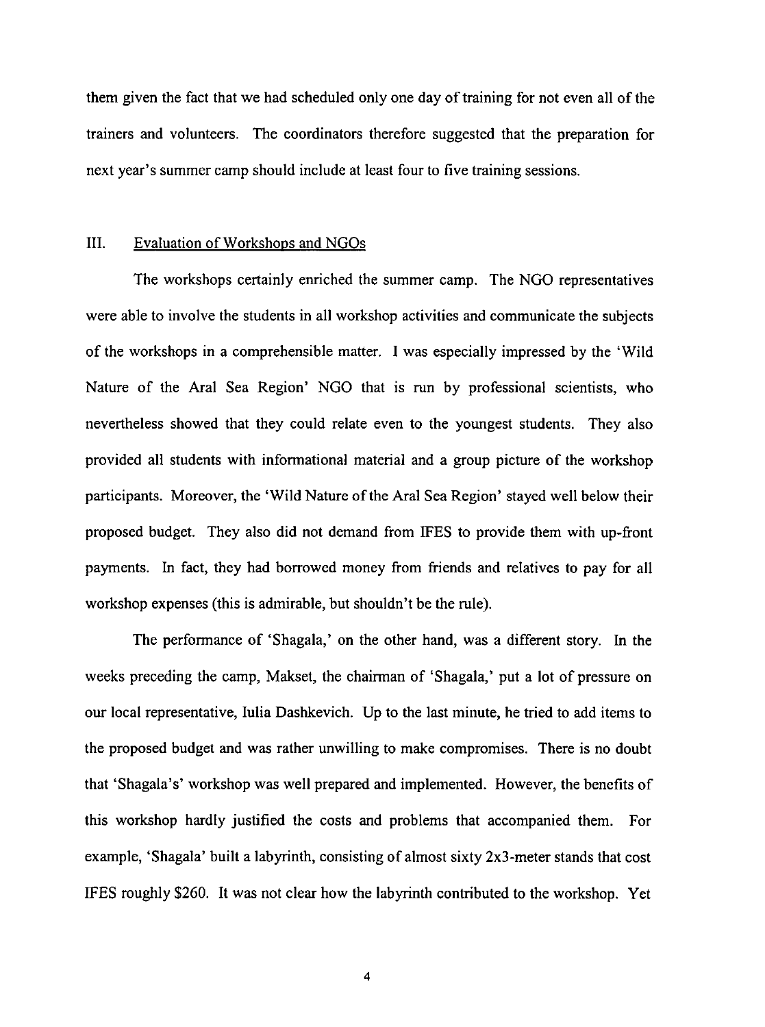them given the fact that we had scheduled only one day of training for not even all of the trainers and volunteers. The coordinators therefore suggested that the preparation for next year's summer camp should include at least four to five training sessions.

## III. Evaluation of Workshops and NGOs

The workshops certainly enriched the summer camp. The NGO representatives were able to involve the students in all workshop activities and communicate the subjects of the workshops in a comprehensible matter. I was especially impressed by the 'Wild Nature of the Aral Sea Region' NGO that is run by professional scientists, who nevertheless showed that they could relate even to the youngest students. They also provided all students with informational material and a group picture of the workshop participants. Moreover, the 'Wild Nature of the Aral Sea Region' stayed well below their proposed budget. They also did not demand from IFES to provide them with up-front payments. In fact, they had borrowed money from friends and relatives to pay for all workshop expenses (this is admirable, but shouldn't be the rule).

The performance of 'Shagala,' on the other hand, was a different story. In the weeks preceding the camp, Makset, the chairman of 'Shagala,' put a lot of pressure on our local representative, Iulia Dashkevich. Up to the last minute, he tried to add items to the proposed budget and was rather unwilling to make compromises. There is no doubt that 'Shagala's' workshop was well prepared and implemented. However, the benefits of this workshop hardly justified the costs and problems that accompanied them. For example, 'Shagala' built a labyrinth, consisting of almost sixty 2x3-meter stands that cost IFES roughly $260. It was not clear how the labyrinth contributed to the workshop. Yet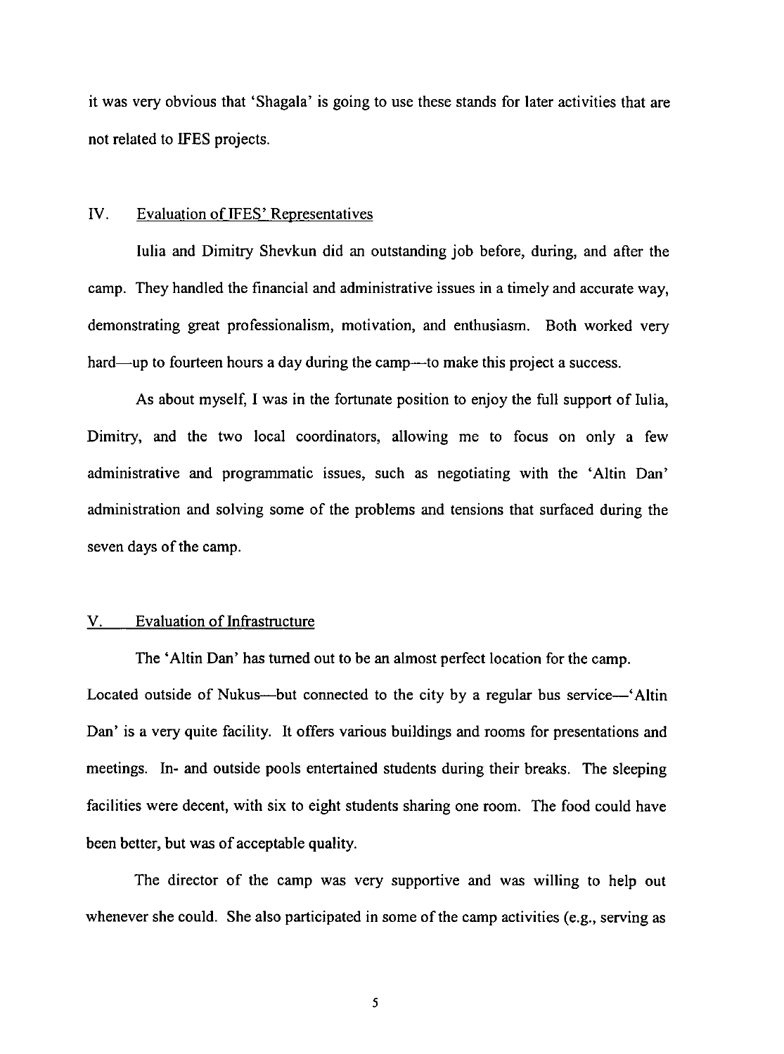it was very obvious that 'Shagala' is going to use these stands for later activities that are not related to IFES projects.

## IV. Evaluation of IFES' Representatives

Iulia and Dimitry Shevkun did an outstanding job before, during, and after the camp. They handled the financial and administrative issues in a timely and accurate way, demonstrating great professionalism, motivation, and enthusiasm. Both worked very hard—up to fourteen hours a day during the camp—to make this project a success.

As about myself, I was in the fortunate position to enjoy the full support of Iulia, Dimitry, and the two local coordinators, allowing me to focus on only a few administrative and programmatic issues, such as negotiating with the 'Altin Dan' administration and solving some of the problems and tensions that surfaced during the seven days of the camp.

## V. Evaluation of Infrastructure

The 'Altin Dan' has turned out to be an almost perfect location for the camp. Located outside of Nukus—but connected to the city by a regular bus service—'Altin Dan' is a very quite facility. It offers various buildings and rooms for presentations and meetings. In- and outside pools entertained students during their breaks. The sleeping facilities were decent, with six to eight students sharing one room. The food could have been better, but was of acceptable quality.

The director of the camp was very supportive and was willing to help out whenever she could. She also participated in some of the camp activities (e.g., serving as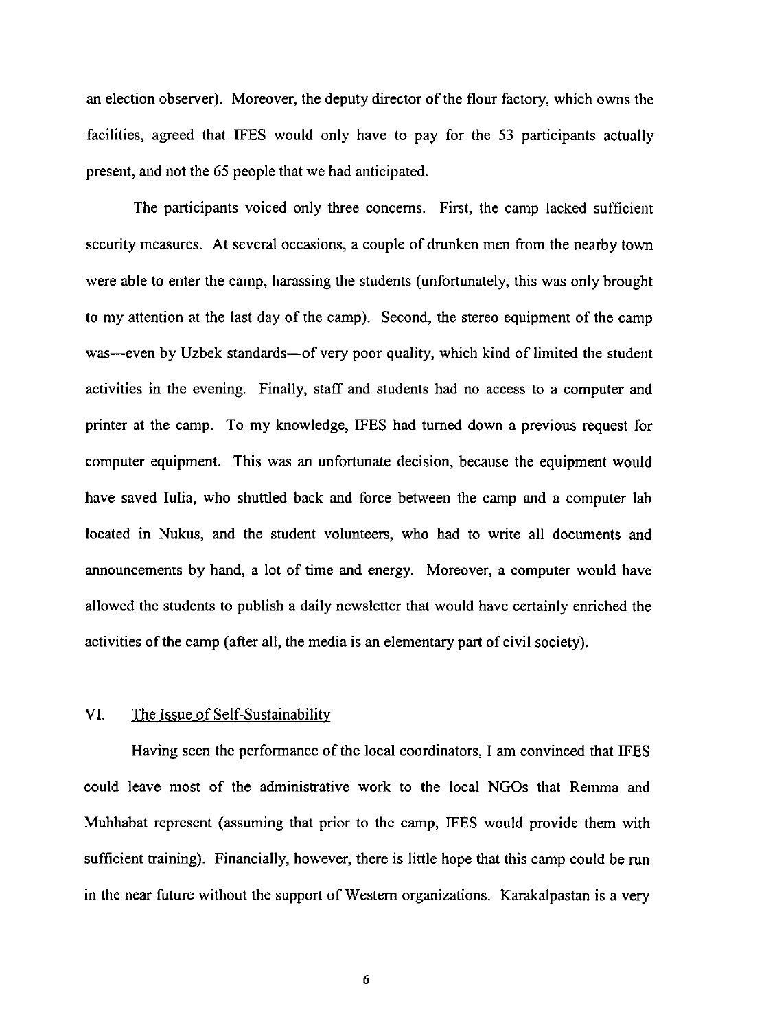an election observer). Moreover, the deputy director of the flour factory, which owns the facilities, agreed that IFES would only have to pay for the 53 participants actually present, and not the 65 people that we had anticipated.

The participants voiced only three concerns. First, the camp lacked sufficient security measures. At several occasions, a couple of drunken men from the nearby town were able to enter the camp, harassing the students (unfortunately, this was only brought to my attention at the last day of the camp). Second, the stereo equipment of the camp was—even by Uzbek standards—of very poor quality, which kind of limited the student activities in the evening. Finally, staff and students had no access to a computer and printer at the camp. To my knowledge, IFES had turned down a previous request for computer equipment. This was an unfortunate decision, because the equipment would have saved Iulia, who shuttled back and force between the camp and a computer lab located in Nukus, and the student volunteers, who had to write all documents and announcements by hand, a lot of time and energy. Moreover, a computer would have allowed the students to publish a daily newsletter that would have certainly enriched the activities of the camp (after all, the media is an elementary part of civil society).

## VI. The Issue of Self-Sustainability

Having seen the performance of the local coordinators, I am convinced that IFES could leave most of the administrative work to the local NGOs that Remma and Muhhabat represent (assuming that prior to the camp, IFES would provide them with sufficient training). Financially, however, there is little hope that this camp could be run in the near future without the support of Western organizations. Karakalpastan is a very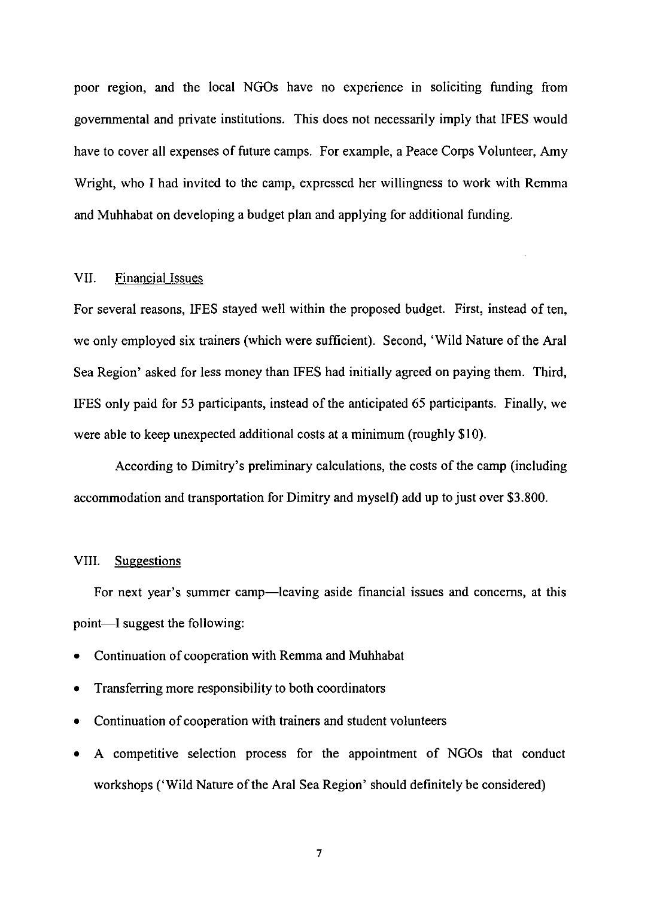poor region, and the local NGOs have no experience in soliciting funding from governmental and private institutions. This does not necessarily imply that IFES would have to cover all expenses of future camps. For example, a Peace Corps Volunteer, Amy Wright, who I had invited to the camp, expressed her willingness to work with Remma and Muhhabat on developing a budget plan and applying for additional funding.

## VII. Financial Issues

For several reasons, IFES stayed well within the proposed budget. First, instead of ten, we only employed six trainers (which were sufficient). Second, 'Wild Nature of the Aral Sea Region' asked for less money than IFES had initially agreed on paying them. Third, IFES only paid for 53 participants, instead of the anticipated 65 participants. Finally, we were able to keep unexpected additional costs at a minimum (roughly $10).

According to Dimitry's preliminary calculations, the costs of the camp (including accommodation and transportation for Dimitry and myself) add up to just over $3.800.

## VIII. Suggestions

For next year's summer camp—leaving aside financial issues and concerns, at this point—I suggest the following:

- Continuation of cooperation with Remma and Muhhabat
- Transferring more responsibility to both coordinators
- Continuation of cooperation with trainers and student volunteers
- A competitive selection process for the appointment of NGOs that conduct workshops ('Wild Nature of the Aral Sea Region' should definitely be considered)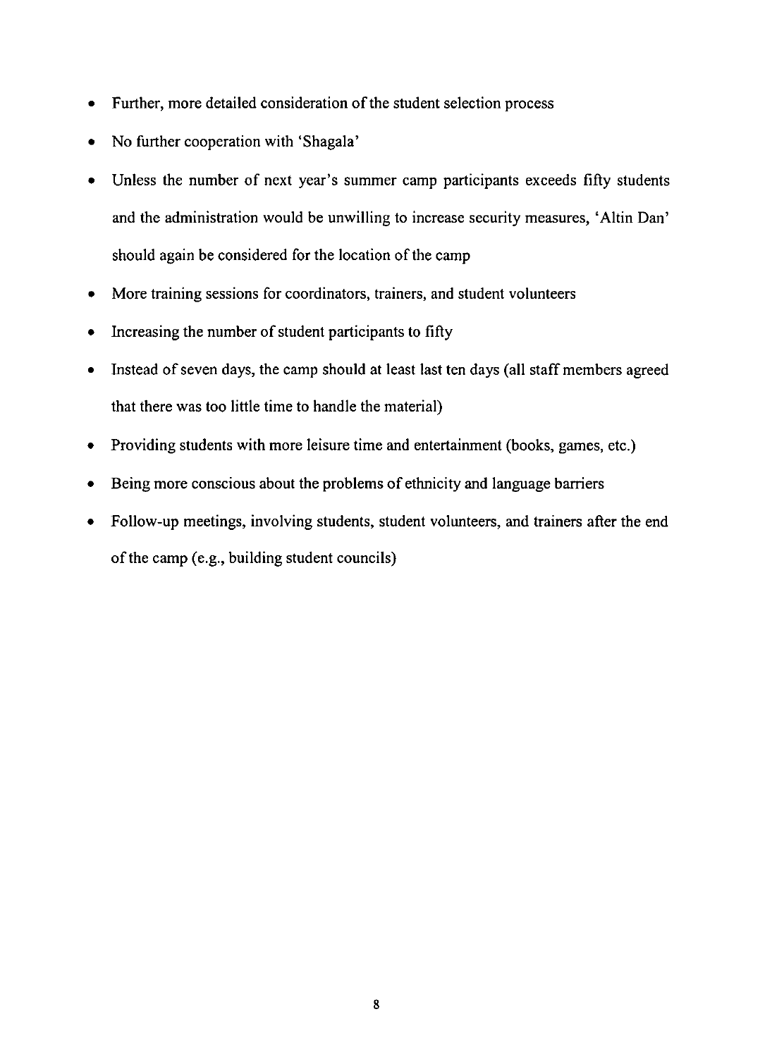- Further, more detailed consideration of the student selection process
- No further cooperation with 'Shagala'
- Unless the number of next year's summer camp participants exceeds fifty students and the administration would be unwilling to increase security measures, 'Altin Dan' should again be considered for the location of the camp
- More training sessions for coordinators, trainers, and student volunteers
- Increasing the number of student participants to fifty
- Instead of seven days, the camp should at least last ten days (all staff members agreed that there was too little time to handle the material)
- Providing students with more leisure time and entertainment (books, games, etc.)
- Being more conscious about the problems of ethnicity and language barriers
- Follow-up meetings, involving students, student volunteers, and trainers after the end of the camp (e.g., building student councils)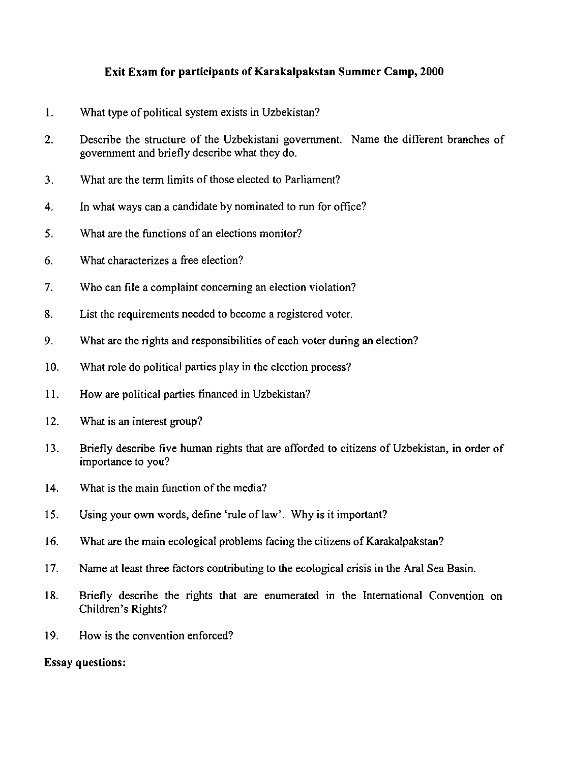# Exit Exam for participants of Karakalpakstan Summer Camp, 2000

1. What type of political system exists in Uzbekistan?

2. Describe the structure of the Uzbekistani government. Name the different branches of government and briefly describe what they do.

3. What are the term limits of those elected to Parliament?

4. In what ways can a candidate by nominated to run for office?

5. What are the functions of an elections monitor?

6. What characterizes a free election?

7. Who can file a complaint concerning an election violation?

8. List the requirements needed to become a registered voter.

9. What are the rights and responsibilities of each voter during an election?

10. What role do political parties play in the election process?

11. How are political parties financed in Uzbekistan?

12. What is an interest group?

13. Briefly describe five human rights that are afforded to citizens of Uzbekistan, in order of importance to you?

14. What is the main function of the media?

15. Using your own words, define 'rule of law'. Why is it important?

16. What are the main ecological problems facing the citizens of Karakalpakstan?

17. Name at least three factors contributing to the ecological crisis in the Aral Sea Basin.

18. Briefly describe the rights that are enumerated in the International Convention on Children's Rights?

19. How is the convention enforced?

**Essay questions:**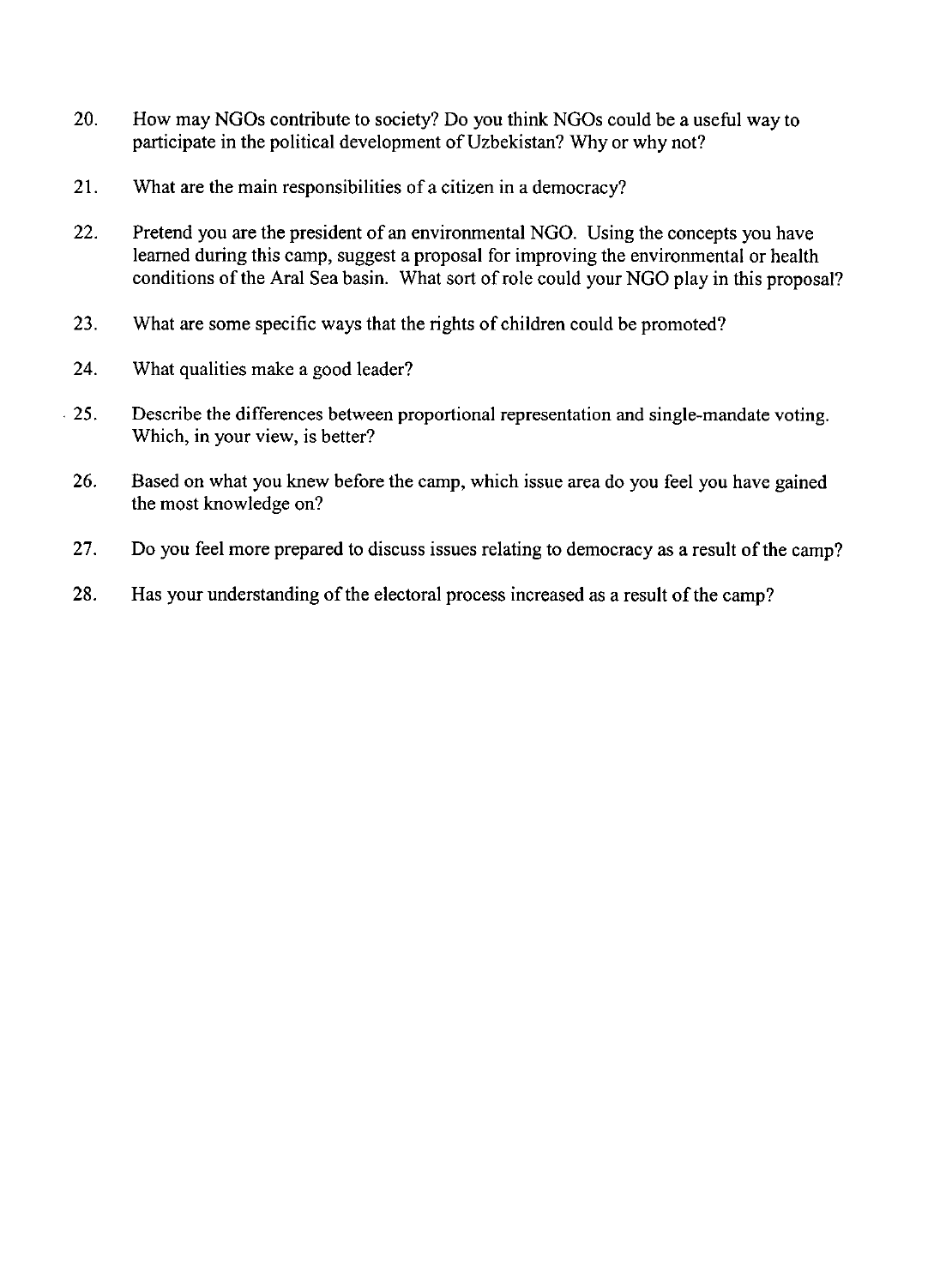20. How may NGOs contribute to society? Do you think NGOs could be a useful way to participate in the political development of Uzbekistan? Why or why not?

21. What are the main responsibilities of a citizen in a democracy?

22. Pretend you are the president of an environmental NGO. Using the concepts you have learned during this camp, suggest a proposal for improving the environmental or health conditions of the Aral Sea basin. What sort of role could your NGO play in this proposal?

23. What are some specific ways that the rights of children could be promoted?

24. What qualities make a good leader?

25. Describe the differences between proportional representation and single-mandate voting. Which, in your view, is better?

26. Based on what you knew before the camp, which issue area do you feel you have gained the most knowledge on?

27. Do you feel more prepared to discuss issues relating to democracy as a result of the camp?

28. Has your understanding of the electoral process increased as a result of the camp?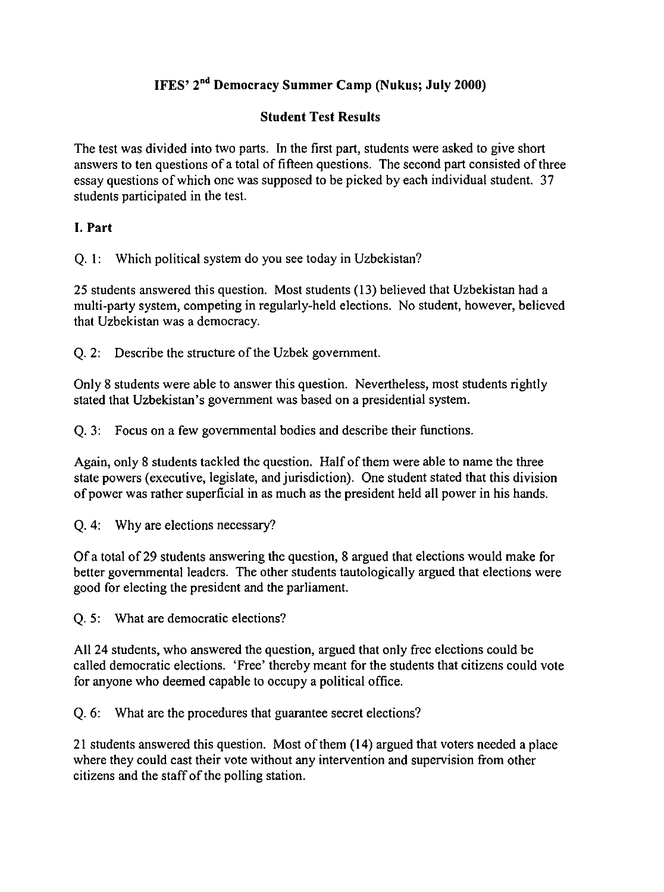# IFES' 2nd Democracy Summer Camp (Nukus; July 2000)

## Student Test Results

The test was divided into two parts. In the first part, students were asked to give short answers to ten questions of a total of fifteen questions. The second part consisted of three essay questions of which one was supposed to be picked by each individual student. 37 students participated in the test.

### I. Part

Q. 1: Which political system do you see today in Uzbekistan?

25 students answered this question. Most students (13) believed that Uzbekistan had a multi-party system, competing in regularly-held elections. No student, however, believed that Uzbekistan was a democracy.

Q. 2: Describe the structure of the Uzbek government.

Only 8 students were able to answer this question. Nevertheless, most students rightly stated that Uzbekistan's government was based on a presidential system.

Q. 3: Focus on a few governmental bodies and describe their functions.

Again, only 8 students tackled the question. Half of them were able to name the three state powers (executive, legislate, and jurisdiction). One student stated that this division of power was rather superficial in as much as the president held all power in his hands.

Q. 4: Why are elections necessary?

Of a total of 29 students answering the question, 8 argued that elections would make for better governmental leaders. The other students tautologically argued that elections were good for electing the president and the parliament.

Q. 5: What are democratic elections?

All 24 students, who answered the question, argued that only free elections could be called democratic elections. 'Free' thereby meant for the students that citizens could vote for anyone who deemed capable to occupy a political office.

Q. 6: What are the procedures that guarantee secret elections?

21 students answered this question. Most of them (14) argued that voters needed a place where they could cast their vote without any intervention and supervision from other citizens and the staff of the polling station.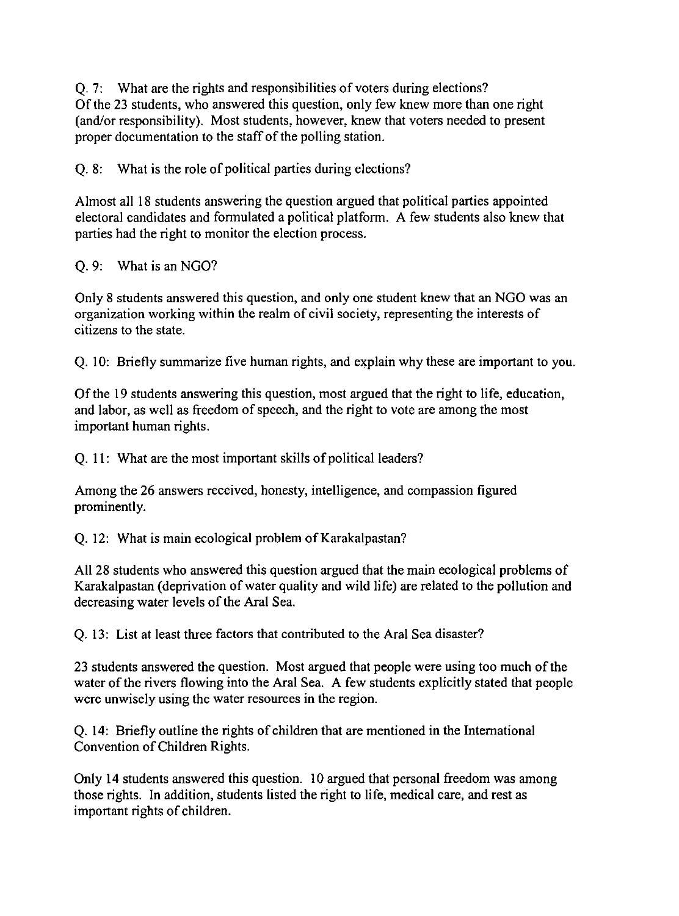Q. 7: What are the rights and responsibilities of voters during elections?
Of the 23 students, who answered this question, only few knew more than one right (and/or responsibility). Most students, however, knew that voters needed to present proper documentation to the staff of the polling station.

Q. 8: What is the role of political parties during elections?

Almost all 18 students answering the question argued that political parties appointed electoral candidates and formulated a political platform. A few students also knew that parties had the right to monitor the election process.

Q. 9: What is an NGO?

Only 8 students answered this question, and only one student knew that an NGO was an organization working within the realm of civil society, representing the interests of citizens to the state.

Q. 10: Briefly summarize five human rights, and explain why these are important to you.

Of the 19 students answering this question, most argued that the right to life, education, and labor, as well as freedom of speech, and the right to vote are among the most important human rights.

Q. 11: What are the most important skills of political leaders?

Among the 26 answers received, honesty, intelligence, and compassion figured prominently.

Q. 12: What is main ecological problem of Karakalpastan?

All 28 students who answered this question argued that the main ecological problems of Karakalpastan (deprivation of water quality and wild life) are related to the pollution and decreasing water levels of the Aral Sea.

Q. 13: List at least three factors that contributed to the Aral Sea disaster?

23 students answered the question. Most argued that people were using too much of the water of the rivers flowing into the Aral Sea. A few students explicitly stated that people were unwisely using the water resources in the region.

Q. 14: Briefly outline the rights of children that are mentioned in the International Convention of Children Rights.

Only 14 students answered this question. 10 argued that personal freedom was among those rights. In addition, students listed the right to life, medical care, and rest as important rights of children.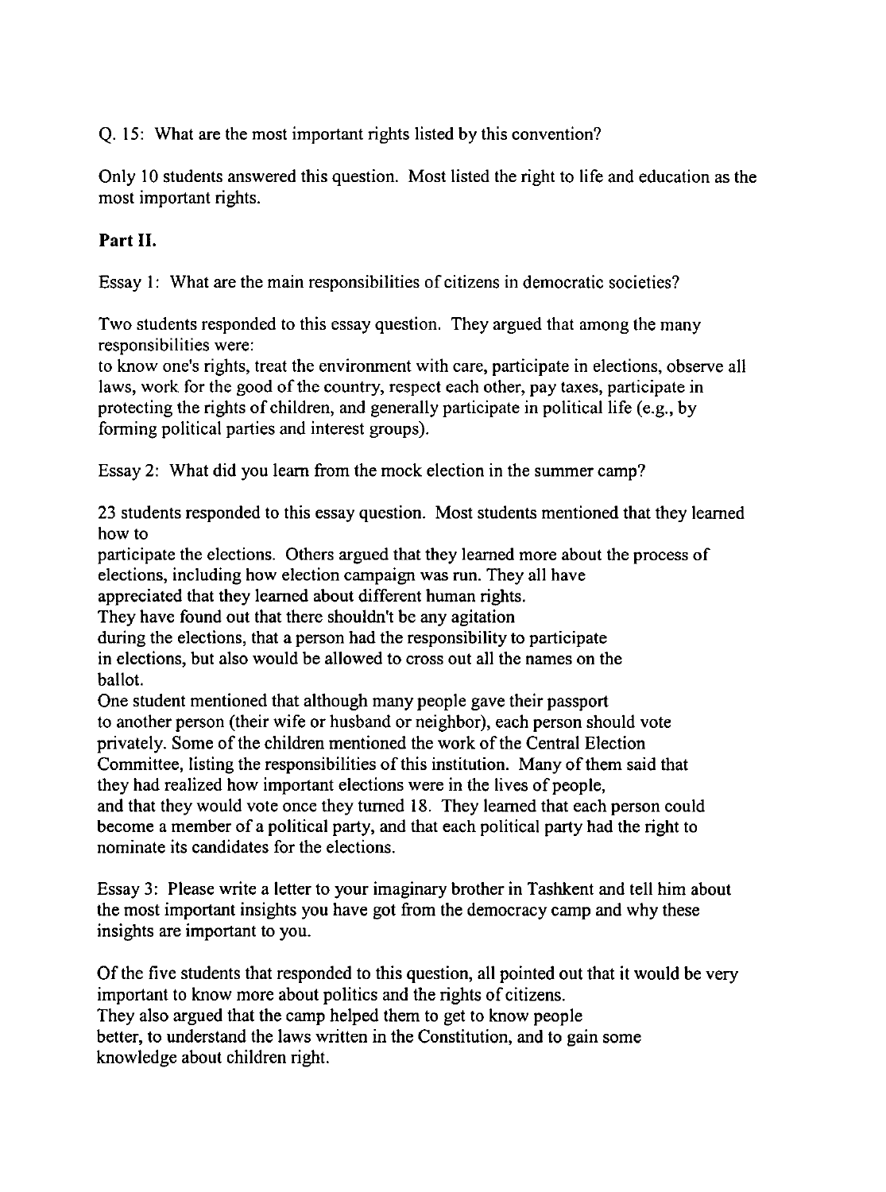Q. 15: What are the most important rights listed by this convention?

Only 10 students answered this question. Most listed the right to life and education as the most important rights.

**Part II.**

Essay 1: What are the main responsibilities of citizens in democratic societies?

Two students responded to this essay question. They argued that among the many responsibilities were:
to know one's rights, treat the environment with care, participate in elections, observe all laws, work for the good of the country, respect each other, pay taxes, participate in protecting the rights of children, and generally participate in political life (e.g., by forming political parties and interest groups).

Essay 2: What did you learn from the mock election in the summer camp?

23 students responded to this essay question. Most students mentioned that they learned how to
participate the elections. Others argued that they learned more about the process of elections, including how election campaign was run. They all have
appreciated that they learned about different human rights.
They have found out that there shouldn't be any agitation
during the elections, that a person had the responsibility to participate
in elections, but also would be allowed to cross out all the names on the
ballot.
One student mentioned that although many people gave their passport
to another person (their wife or husband or neighbor), each person should vote
privately. Some of the children mentioned the work of the Central Election
Committee, listing the responsibilities of this institution. Many of them said that
they had realized how important elections were in the lives of people,
and that they would vote once they turned 18. They learned that each person could
become a member of a political party, and that each political party had the right to
nominate its candidates for the elections.

Essay 3: Please write a letter to your imaginary brother in Tashkent and tell him about the most important insights you have got from the democracy camp and why these insights are important to you.

Of the five students that responded to this question, all pointed out that it would be very important to know more about politics and the rights of citizens.
They also argued that the camp helped them to get to know people
better, to understand the laws written in the Constitution, and to gain some
knowledge about children right.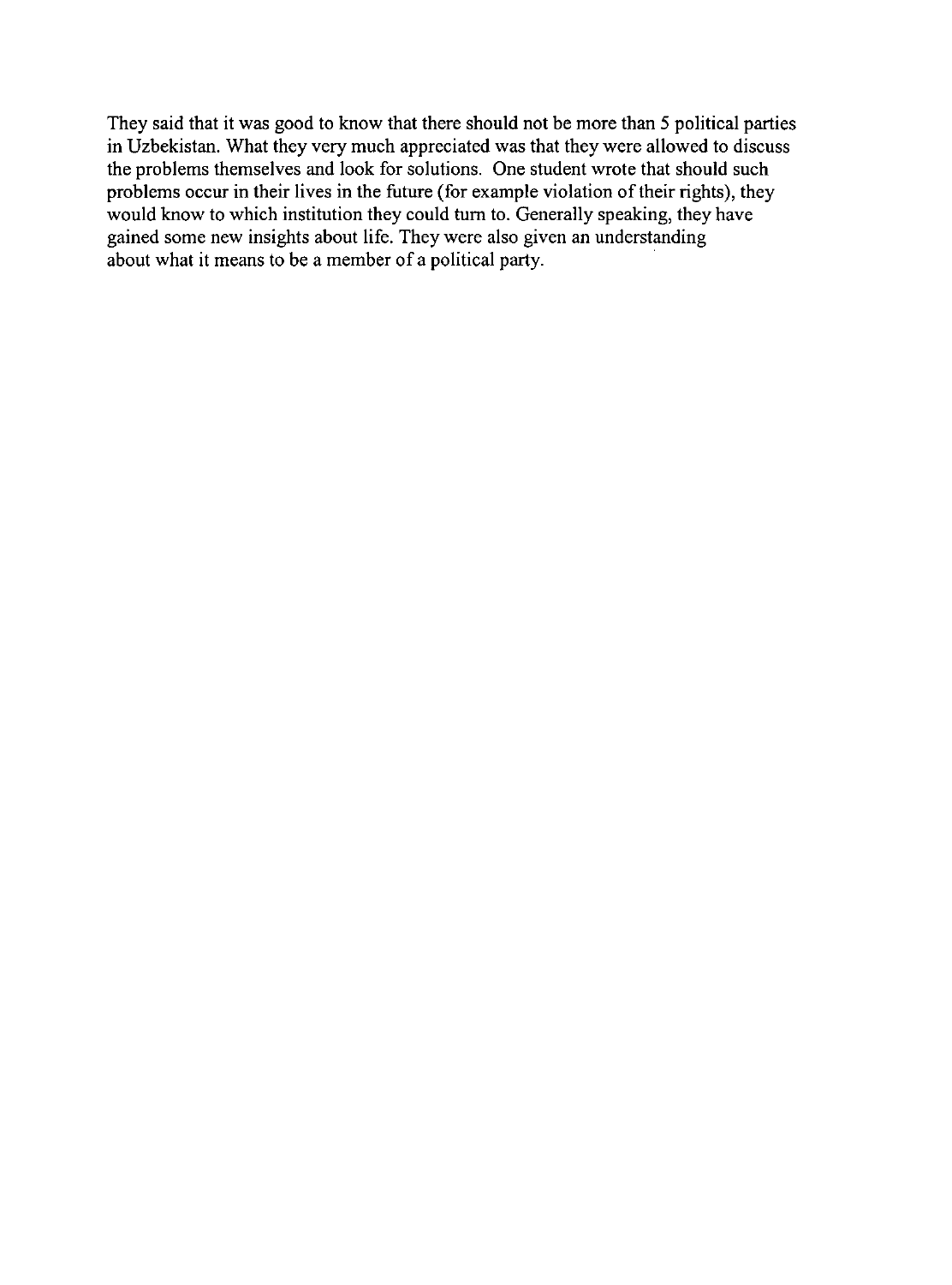They said that it was good to know that there should not be more than 5 political parties in Uzbekistan. What they very much appreciated was that they were allowed to discuss the problems themselves and look for solutions. One student wrote that should such problems occur in their lives in the future (for example violation of their rights), they would know to which institution they could turn to. Generally speaking, they have gained some new insights about life. They were also given an understanding about what it means to be a member of a political party.